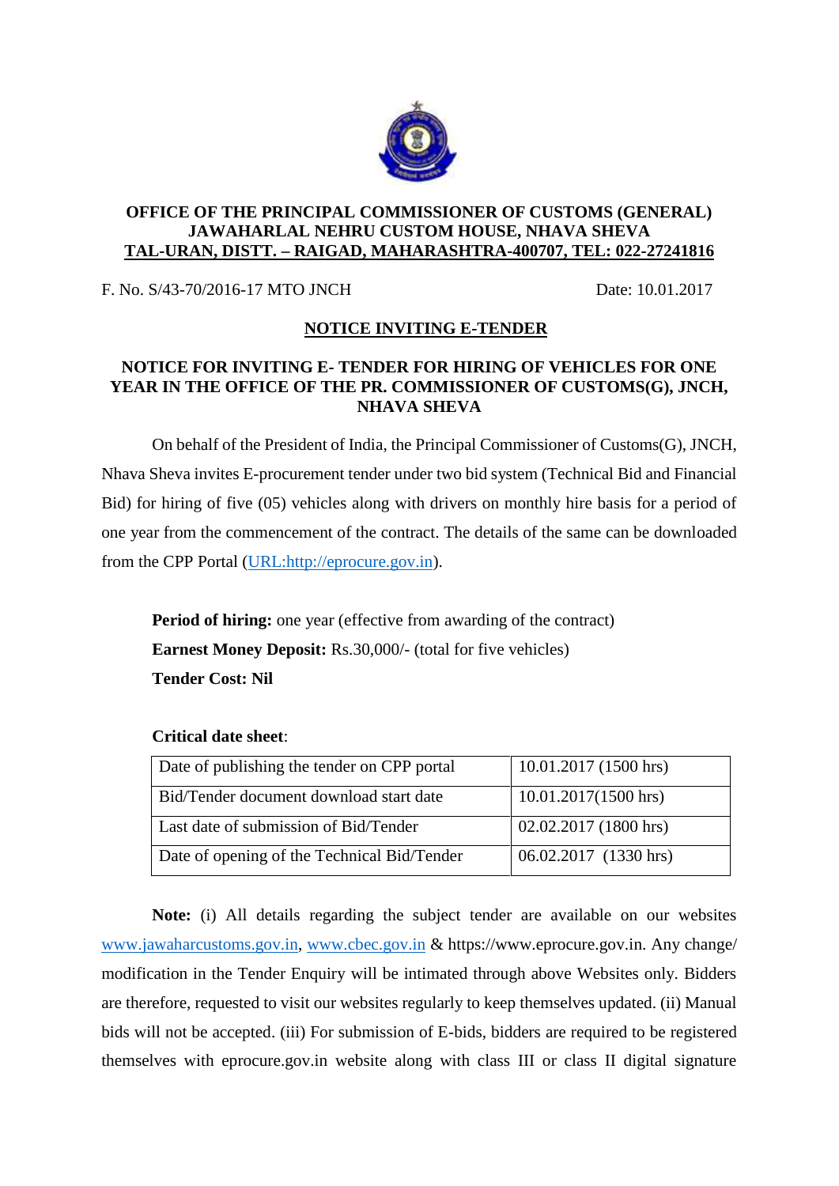**OFFICE OF THE PRINCIPAL COMMISSIONER OF CUSTOMS (GENERAL)**
**JAWAHARLAL NEHRU CUSTOM HOUSE, NHAVA SHEVA**
**TAL-URAN, DISTT. – RAIGAD, MAHARASHTRA-400707, TEL: 022-27241816**

F. No. S/43-70/2016-17 MTO JNCH Date: 10.01.2017

## NOTICE INVITING E-TENDER

### NOTICE FOR INVITING E- TENDER FOR HIRING OF VEHICLES FOR ONE YEAR IN THE OFFICE OF THE PR. COMMISSIONER OF CUSTOMS(G), JNCH, NHAVA SHEVA

On behalf of the President of India, the Principal Commissioner of Customs(G), JNCH, Nhava Sheva invites E-procurement tender under two bid system (Technical Bid and Financial Bid) for hiring of five (05) vehicles along with drivers on monthly hire basis for a period of one year from the commencement of the contract. The details of the same can be downloaded from the CPP Portal (URL:http://eprocure.gov.in).

**Period of hiring:** one year (effective from awarding of the contract)
**Earnest Money Deposit:** Rs.30,000/- (total for five vehicles)
**Tender Cost: Nil**

**Critical date sheet**:

| | |
|---|---|
| Date of publishing the tender on CPP portal | 10.01.2017 (1500 hrs) |
| Bid/Tender document download start date | 10.01.2017(1500 hrs) |
| Last date of submission of Bid/Tender | 02.02.2017 (1800 hrs) |
| Date of opening of the Technical Bid/Tender | 06.02.2017 (1330 hrs) |

**Note:** (i) All details regarding the subject tender are available on our websites www.jawaharcustoms.gov.in, www.cbec.gov.in & https://www.eprocure.gov.in. Any change/ modification in the Tender Enquiry will be intimated through above Websites only. Bidders are therefore, requested to visit our websites regularly to keep themselves updated. (ii) Manual bids will not be accepted. (iii) For submission of E-bids, bidders are required to be registered themselves with eprocure.gov.in website along with class III or class II digital signature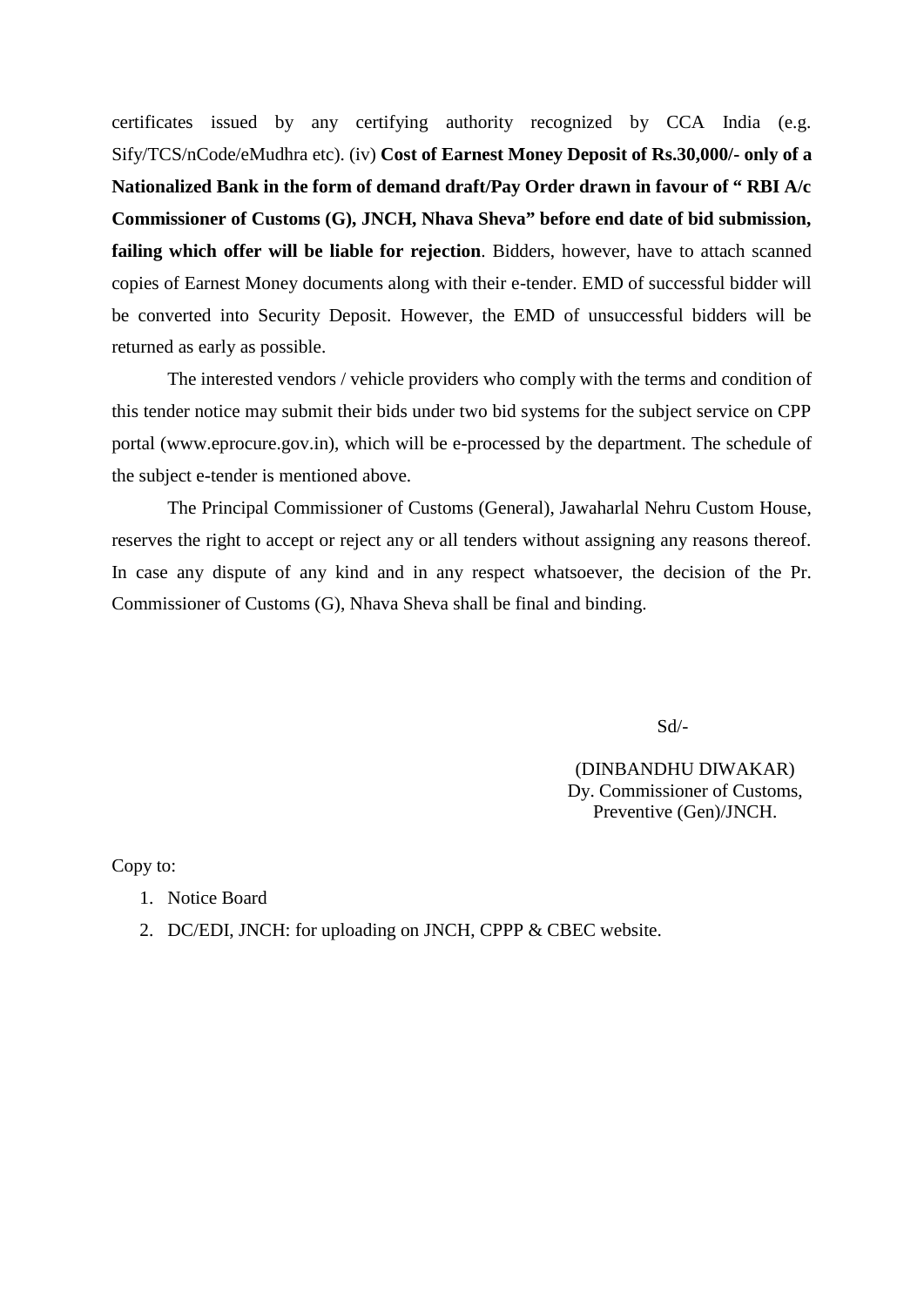certificates issued by any certifying authority recognized by CCA India (e.g. Sify/TCS/nCode/eMudhra etc). (iv) **Cost of Earnest Money Deposit of Rs.30,000/- only of a Nationalized Bank in the form of demand draft/Pay Order drawn in favour of " RBI A/c Commissioner of Customs (G), JNCH, Nhava Sheva" before end date of bid submission, failing which offer will be liable for rejection**. Bidders, however, have to attach scanned copies of Earnest Money documents along with their e-tender. EMD of successful bidder will be converted into Security Deposit. However, the EMD of unsuccessful bidders will be returned as early as possible.

The interested vendors / vehicle providers who comply with the terms and condition of this tender notice may submit their bids under two bid systems for the subject service on CPP portal (www.eprocure.gov.in), which will be e-processed by the department. The schedule of the subject e-tender is mentioned above.

The Principal Commissioner of Customs (General), Jawaharlal Nehru Custom House, reserves the right to accept or reject any or all tenders without assigning any reasons thereof. In case any dispute of any kind and in any respect whatsoever, the decision of the Pr. Commissioner of Customs (G), Nhava Sheva shall be final and binding.

Sd/-

(DINBANDHU DIWAKAR)
Dy. Commissioner of Customs,
Preventive (Gen)/JNCH.

Copy to:

1. Notice Board
2. DC/EDI, JNCH: for uploading on JNCH, CPPP & CBEC website.